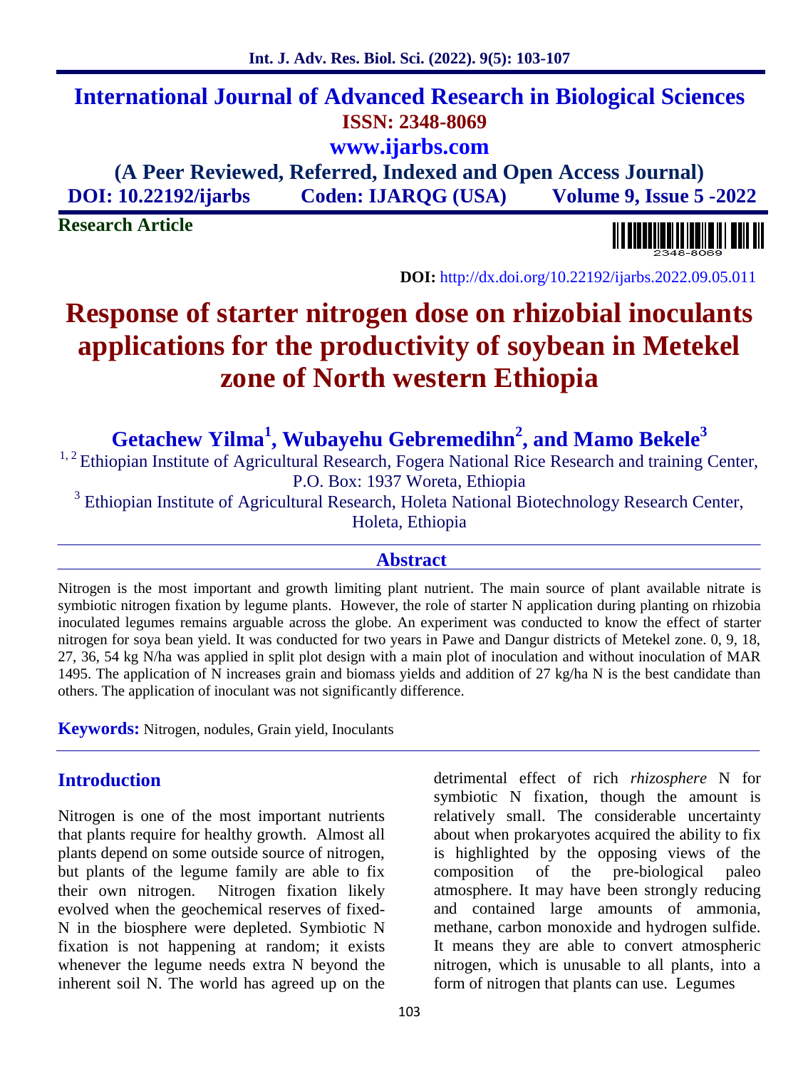# International Journal of Advanced Research in Biological Sciences

**ISSN: 2348-8069**

**www.ijarbs.com**

**(A Peer Reviewed, Referred, Indexed and Open Access Journal)**

**DOI: 10.22192/ijarbs Coden: IJARQG (USA) Volume 9, Issue 5 -2022**

**Research Article**

**DOI:** http://dx.doi.org/10.22192/ijarbs.2022.09.05.011

# Response of starter nitrogen dose on rhizobial inoculants applications for the productivity of soybean in Metekel zone of North western Ethiopia

**Getachew Yilma[1], Wubayehu Gebremedihn[2], and Mamo Bekele[3]**

[1, 2] Ethiopian Institute of Agricultural Research, Fogera National Rice Research and training Center, P.O. Box: 1937 Woreta, Ethiopia

[3] Ethiopian Institute of Agricultural Research, Holeta National Biotechnology Research Center, Holeta, Ethiopia

## Abstract

Nitrogen is the most important and growth limiting plant nutrient. The main source of plant available nitrate is symbiotic nitrogen fixation by legume plants. However, the role of starter N application during planting on rhizobia inoculated legumes remains arguable across the globe. An experiment was conducted to know the effect of starter nitrogen for soya bean yield. It was conducted for two years in Pawe and Dangur districts of Metekel zone. 0, 9, 18, 27, 36, 54 kg N/ha was applied in split plot design with a main plot of inoculation and without inoculation of MAR 1495. The application of N increases grain and biomass yields and addition of 27 kg/ha N is the best candidate than others. The application of inoculant was not significantly difference.

**Keywords:** Nitrogen, nodules, Grain yield, Inoculants

## Introduction

Nitrogen is one of the most important nutrients that plants require for healthy growth. Almost all plants depend on some outside source of nitrogen, but plants of the legume family are able to fix their own nitrogen. Nitrogen fixation likely evolved when the geochemical reserves of fixed-N in the biosphere were depleted. Symbiotic N fixation is not happening at random; it exists whenever the legume needs extra N beyond the inherent soil N. The world has agreed up on the detrimental effect of rich *rhizosphere* N for symbiotic N fixation, though the amount is relatively small. The considerable uncertainty about when prokaryotes acquired the ability to fix is highlighted by the opposing views of the composition of the pre-biological paleo atmosphere. It may have been strongly reducing and contained large amounts of ammonia, methane, carbon monoxide and hydrogen sulfide. It means they are able to convert atmospheric nitrogen, which is unusable to all plants, into a form of nitrogen that plants can use. Legumes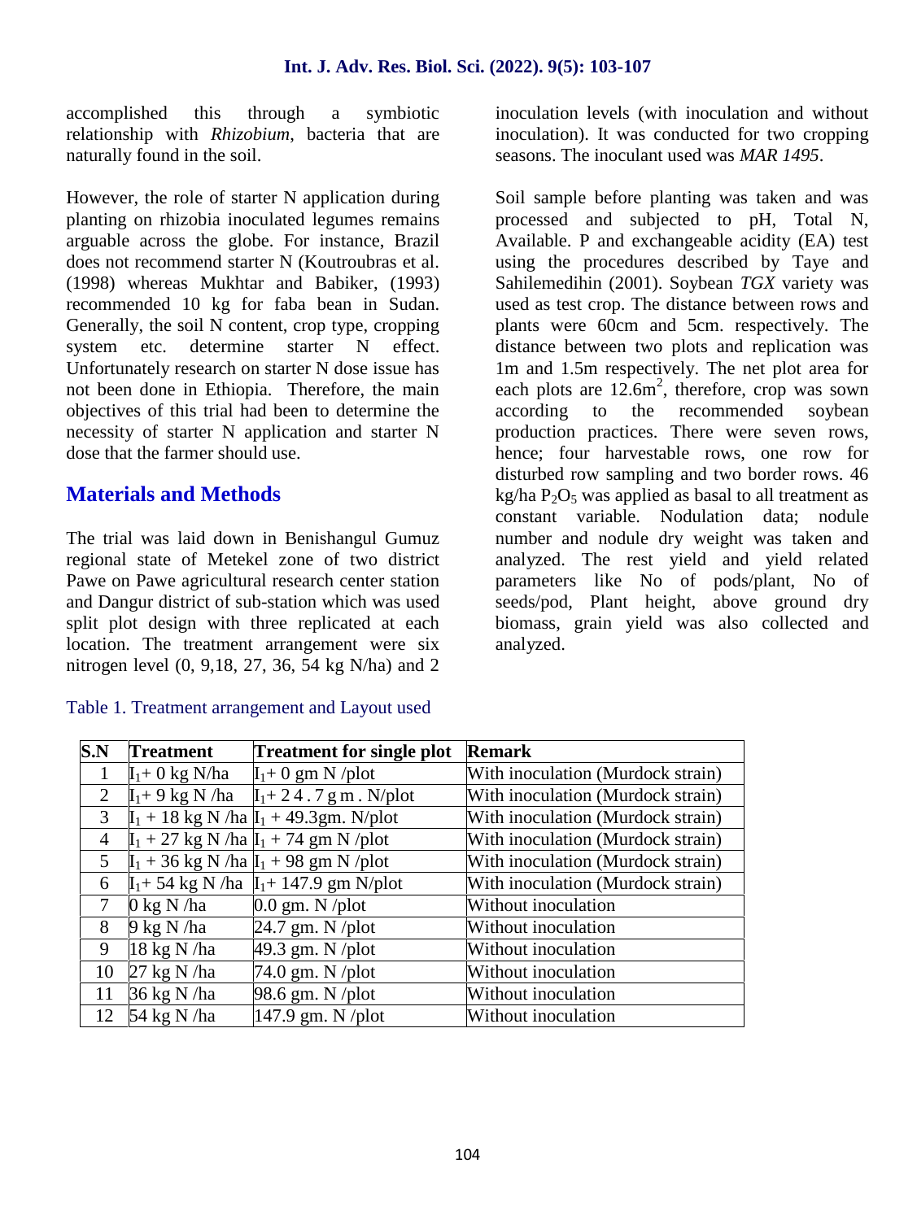accomplished this through a symbiotic relationship with *Rhizobium*, bacteria that are naturally found in the soil.

However, the role of starter N application during planting on rhizobia inoculated legumes remains arguable across the globe. For instance, Brazil does not recommend starter N (Koutroubras et al. (1998) whereas Mukhtar and Babiker, (1993) recommended 10 kg for faba bean in Sudan. Generally, the soil N content, crop type, cropping system etc. determine starter N effect. Unfortunately research on starter N dose issue has not been done in Ethiopia. Therefore, the main objectives of this trial had been to determine the necessity of starter N application and starter N dose that the farmer should use.

## Materials and Methods

The trial was laid down in Benishangul Gumuz regional state of Metekel zone of two district Pawe on Pawe agricultural research center station and Dangur district of sub-station which was used split plot design with three replicated at each location. The treatment arrangement were six nitrogen level (0, 9,18, 27, 36, 54 kg N/ha) and 2 inoculation levels (with inoculation and without inoculation). It was conducted for two cropping seasons. The inoculant used was *MAR 1495*.

Soil sample before planting was taken and was processed and subjected to pH, Total N, Available. P and exchangeable acidity (EA) test using the procedures described by Taye and Sahilemedihin (2001). Soybean *TGX* variety was used as test crop. The distance between rows and plants were 60cm and 5cm. respectively. The distance between two plots and replication was 1m and 1.5m respectively. The net plot area for each plots are 12.6m$^2$, therefore, crop was sown according to the recommended soybean production practices. There were seven rows, hence; four harvestable rows, one row for disturbed row sampling and two border rows. 46 kg/ha $P_2O_5$ was applied as basal to all treatment as constant variable. Nodulation data; nodule number and nodule dry weight was taken and analyzed. The rest yield and yield related parameters like No of pods/plant, No of seeds/pod, Plant height, above ground dry biomass, grain yield was also collected and analyzed.

Table 1. Treatment arrangement and Layout used

| S.N | Treatment | Treatment for single plot | Remark |
|---|---|---|---|
| 1 | $I_1$+ 0 kg N/ha | $I_1$+ 0 gm N /plot | With inoculation (Murdock strain) |
| 2 | $I_1$+ 9 kg N /ha | $I_1$+ 2 4 . 7 g m . N/plot | With inoculation (Murdock strain) |
| 3 | $I_1$ + 18 kg N /ha | $I_1$ + 49.3gm. N/plot | With inoculation (Murdock strain) |
| 4 | $I_1$ + 27 kg N /ha | $I_1$ + 74 gm N /plot | With inoculation (Murdock strain) |
| 5 | $I_1$ + 36 kg N /ha | $I_1$ + 98 gm N /plot | With inoculation (Murdock strain) |
| 6 | $I_1$+ 54 kg N /ha | $I_1$+ 147.9 gm N/plot | With inoculation (Murdock strain) |
| 7 | 0 kg N /ha | 0.0 gm. N /plot | Without inoculation |
| 8 | 9 kg N /ha | 24.7 gm. N /plot | Without inoculation |
| 9 | 18 kg N /ha | 49.3 gm. N /plot | Without inoculation |
| 10 | 27 kg N /ha | 74.0 gm. N /plot | Without inoculation |
| 11 | 36 kg N /ha | 98.6 gm. N /plot | Without inoculation |
| 12 | 54 kg N /ha | 147.9 gm. N /plot | Without inoculation |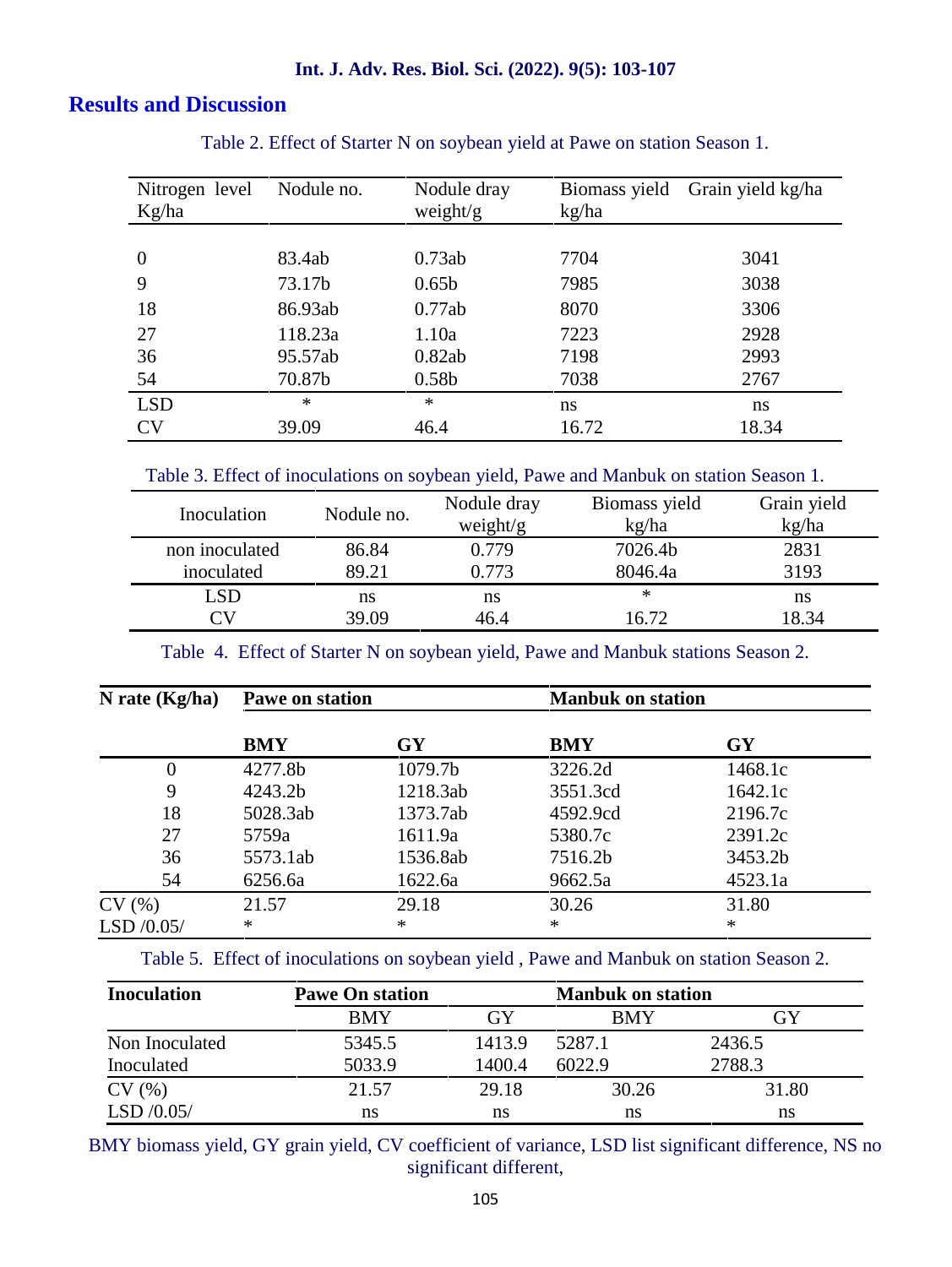## Results and Discussion

Table 2. Effect of Starter N on soybean yield at Pawe on station Season 1.

| Nitrogen level Kg/ha | Nodule no. | Nodule dray weight/g | Biomass yield kg/ha | Grain yield kg/ha |
|---|---|---|---|---|
| 0 | 83.4ab | 0.73ab | 7704 | 3041 |
| 9 | 73.17b | 0.65b | 7985 | 3038 |
| 18 | 86.93ab | 0.77ab | 8070 | 3306 |
| 27 | 118.23a | 1.10a | 7223 | 2928 |
| 36 | 95.57ab | 0.82ab | 7198 | 2993 |
| 54 | 70.87b | 0.58b | 7038 | 2767 |
| LSD | * | * | ns | ns |
| CV | 39.09 | 46.4 | 16.72 | 18.34 |

Table 3. Effect of inoculations on soybean yield, Pawe and Manbuk on station Season 1.

| Inoculation | Nodule no. | Nodule dray weight/g | Biomass yield kg/ha | Grain yield kg/ha |
|---|---|---|---|---|
| non inoculated | 86.84 | 0.779 | 7026.4b | 2831 |
| inoculated | 89.21 | 0.773 | 8046.4a | 3193 |
| LSD | ns | ns | * | ns |
| CV | 39.09 | 46.4 | 16.72 | 18.34 |

Table 4. Effect of Starter N on soybean yield, Pawe and Manbuk stations Season 2.

| N rate (Kg/ha) | Pawe on station | | Manbuk on station | |
|---|---|---|---|---|
| | **BMY** | **GY** | **BMY** | **GY** |
| 0 | 4277.8b | 1079.7b | 3226.2d | 1468.1c |
| 9 | 4243.2b | 1218.3ab | 3551.3cd | 1642.1c |
| 18 | 5028.3ab | 1373.7ab | 4592.9cd | 2196.7c |
| 27 | 5759a | 1611.9a | 5380.7c | 2391.2c |
| 36 | 5573.1ab | 1536.8ab | 7516.2b | 3453.2b |
| 54 | 6256.6a | 1622.6a | 9662.5a | 4523.1a |
| CV (%) | 21.57 | 29.18 | 30.26 | 31.80 |
| LSD /0.05/ | * | * | * | * |

Table 5. Effect of inoculations on soybean yield , Pawe and Manbuk on station Season 2.

| Inoculation | Pawe On station | | Manbuk on station | |
|---|---|---|---|---|
| | BMY | GY | BMY | GY |
| Non Inoculated | 5345.5 | 1413.9 | 5287.1 | 2436.5 |
| Inoculated | 5033.9 | 1400.4 | 6022.9 | 2788.3 |
| CV (%) | 21.57 | 29.18 | 30.26 | 31.80 |
| LSD /0.05/ | ns | ns | ns | ns |

BMY biomass yield, GY grain yield, CV coefficient of variance, LSD list significant difference, NS no significant different,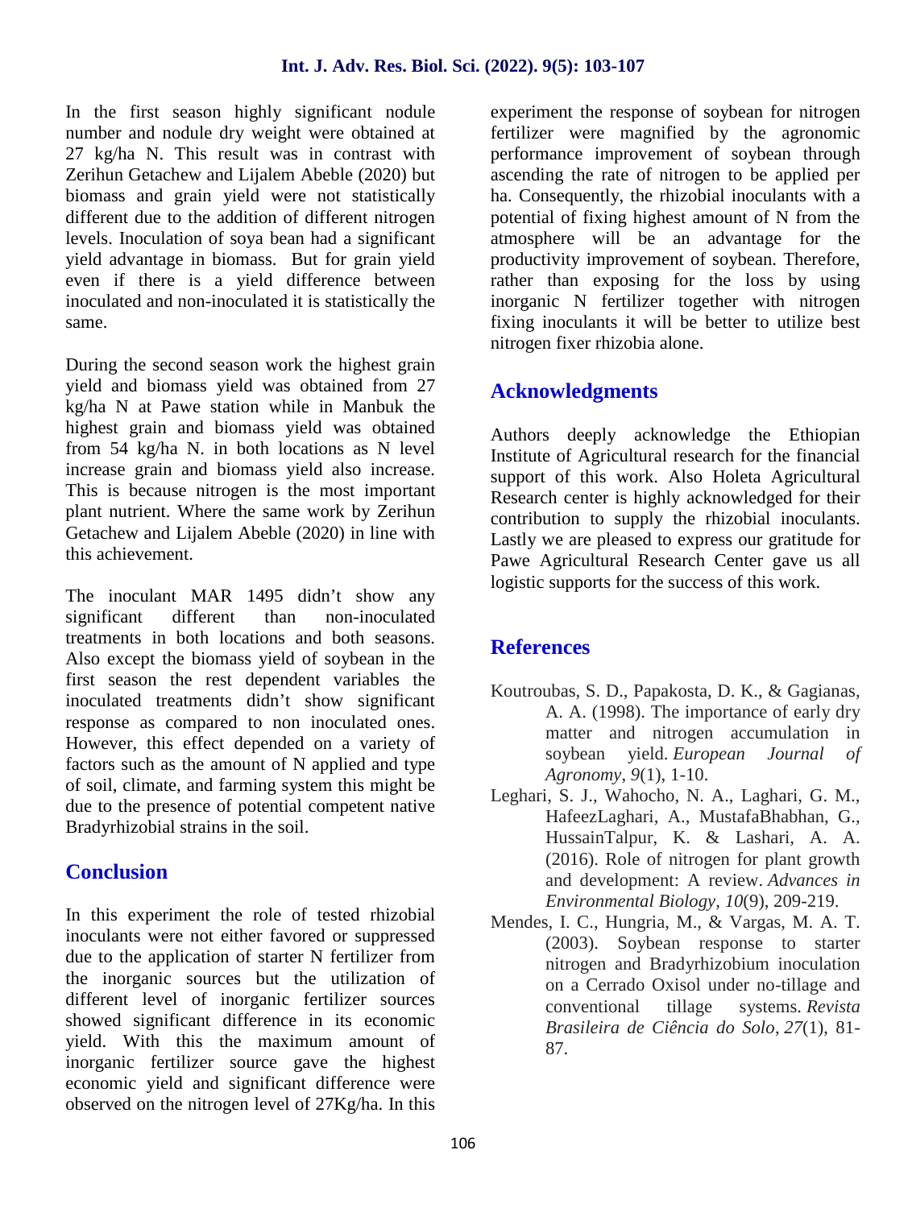In the first season highly significant nodule number and nodule dry weight were obtained at 27 kg/ha N. This result was in contrast with Zerihun Getachew and Lijalem Abeble (2020) but biomass and grain yield were not statistically different due to the addition of different nitrogen levels. Inoculation of soya bean had a significant yield advantage in biomass. But for grain yield even if there is a yield difference between inoculated and non-inoculated it is statistically the same.

During the second season work the highest grain yield and biomass yield was obtained from 27 kg/ha N at Pawe station while in Manbuk the highest grain and biomass yield was obtained from 54 kg/ha N. in both locations as N level increase grain and biomass yield also increase. This is because nitrogen is the most important plant nutrient. Where the same work by Zerihun Getachew and Lijalem Abeble (2020) in line with this achievement.

The inoculant MAR 1495 didn't show any significant different than non-inoculated treatments in both locations and both seasons. Also except the biomass yield of soybean in the first season the rest dependent variables the inoculated treatments didn't show significant response as compared to non inoculated ones. However, this effect depended on a variety of factors such as the amount of N applied and type of soil, climate, and farming system this might be due to the presence of potential competent native Bradyrhizobial strains in the soil.

## Conclusion

In this experiment the role of tested rhizobial inoculants were not either favored or suppressed due to the application of starter N fertilizer from the inorganic sources but the utilization of different level of inorganic fertilizer sources showed significant difference in its economic yield. With this the maximum amount of inorganic fertilizer source gave the highest economic yield and significant difference were observed on the nitrogen level of 27Kg/ha. In this experiment the response of soybean for nitrogen fertilizer were magnified by the agronomic performance improvement of soybean through ascending the rate of nitrogen to be applied per ha. Consequently, the rhizobial inoculants with a potential of fixing highest amount of N from the atmosphere will be an advantage for the productivity improvement of soybean. Therefore, rather than exposing for the loss by using inorganic N fertilizer together with nitrogen fixing inoculants it will be better to utilize best nitrogen fixer rhizobia alone.

## Acknowledgments

Authors deeply acknowledge the Ethiopian Institute of Agricultural research for the financial support of this work. Also Holeta Agricultural Research center is highly acknowledged for their contribution to supply the rhizobial inoculants. Lastly we are pleased to express our gratitude for Pawe Agricultural Research Center gave us all logistic supports for the success of this work.

## References

Koutroubas, S. D., Papakosta, D. K., & Gagianas, A. A. (1998). The importance of early dry matter and nitrogen accumulation in soybean yield. *European Journal of Agronomy*, *9*(1), 1-10.

Leghari, S. J., Wahocho, N. A., Laghari, G. M., HafeezLaghari, A., MustafaBhabhan, G., HussainTalpur, K. & Lashari, A. A. (2016). Role of nitrogen for plant growth and development: A review. *Advances in Environmental Biology*, *10*(9), 209-219.

Mendes, I. C., Hungria, M., & Vargas, M. A. T. (2003). Soybean response to starter nitrogen and Bradyrhizobium inoculation on a Cerrado Oxisol under no-tillage and conventional tillage systems. *Revista Brasileira de Ciência do Solo*, *27*(1), 81-87.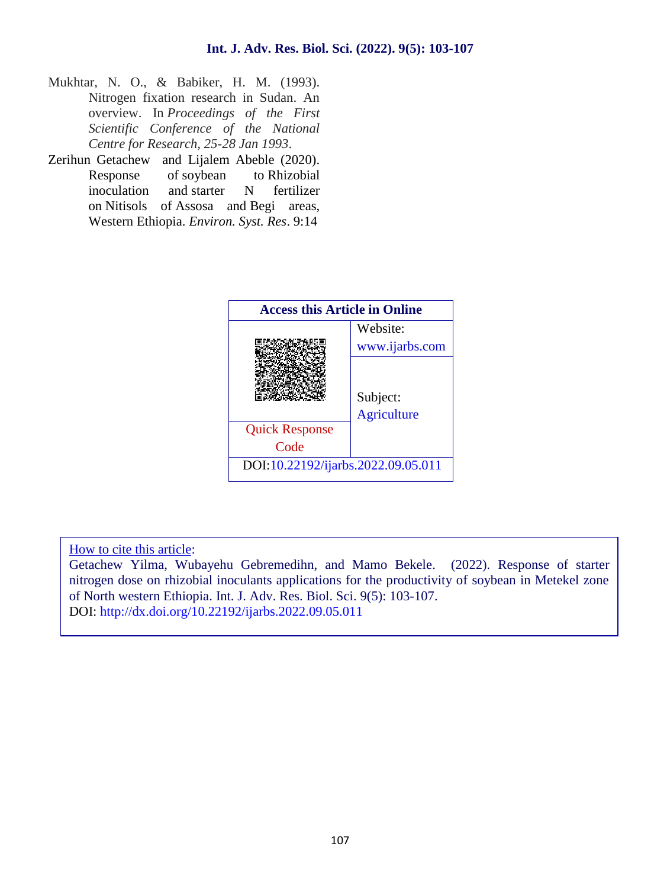Mukhtar, N. O., & Babiker, H. M. (1993). Nitrogen fixation research in Sudan. An overview. In *Proceedings of the First Scientific Conference of the National Centre for Research, 25-28 Jan 1993*.

Zerihun Getachew and Lijalem Abeble (2020). Response of soybean to Rhizobial inoculation and starter N fertilizer on Nitisols of Assosa and Begi areas, Western Ethiopia. *Environ. Syst. Res*. 9:14

| Access this Article in Online | |
|---|---|
| | Website: www.ijarbs.com |
| Quick Response Code | Subject: Agriculture |
| DOI:10.22192/ijarbs.2022.09.05.011 | |

How to cite this article:

Getachew Yilma, Wubayehu Gebremedihn, and Mamo Bekele. (2022). Response of starter nitrogen dose on rhizobial inoculants applications for the productivity of soybean in Metekel zone of North western Ethiopia. Int. J. Adv. Res. Biol. Sci. 9(5): 103-107.

DOI: http://dx.doi.org/10.22192/ijarbs.2022.09.05.011